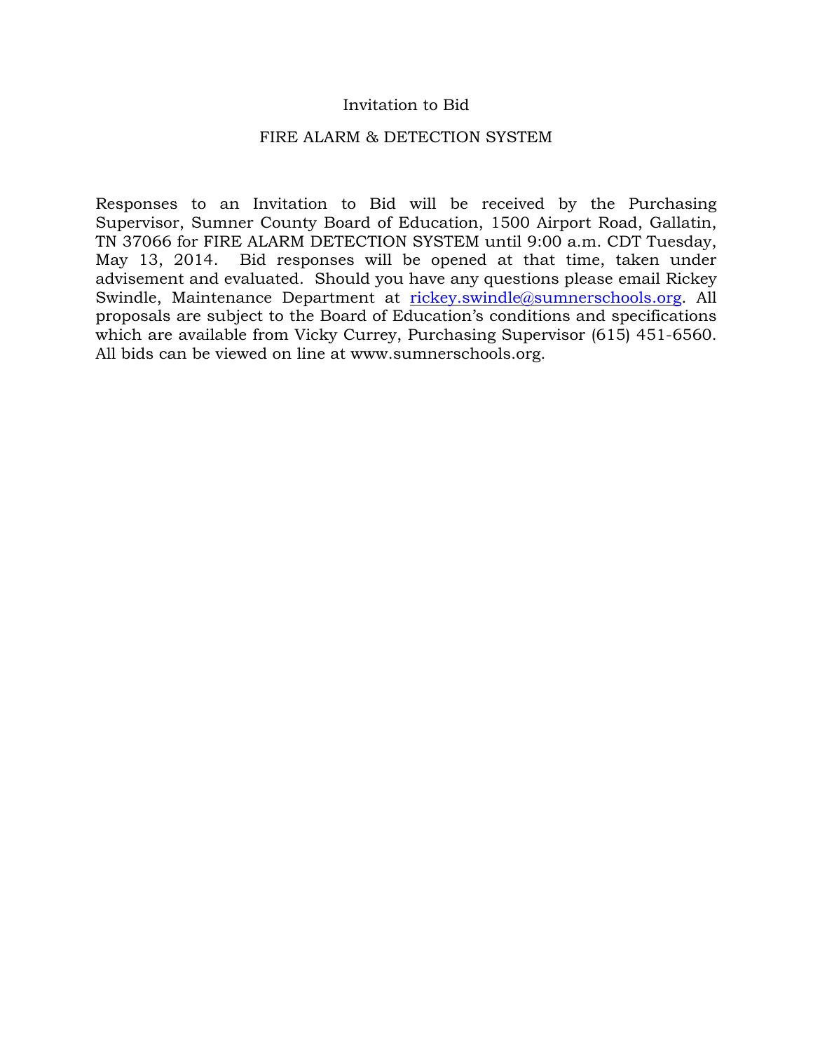# Invitation to Bid

## FIRE ALARM & DETECTION SYSTEM

Responses to an Invitation to Bid will be received by the Purchasing Supervisor, Sumner County Board of Education, 1500 Airport Road, Gallatin, TN 37066 for FIRE ALARM DETECTION SYSTEM until 9:00 a.m. CDT Tuesday, May 13, 2014. Bid responses will be opened at that time, taken under advisement and evaluated. Should you have any questions please email Rickey Swindle, Maintenance Department at rickey.swindle@sumnerschools.org. All proposals are subject to the Board of Education's conditions and specifications which are available from Vicky Currey, Purchasing Supervisor (615) 451-6560. All bids can be viewed on line at www.sumnerschools.org.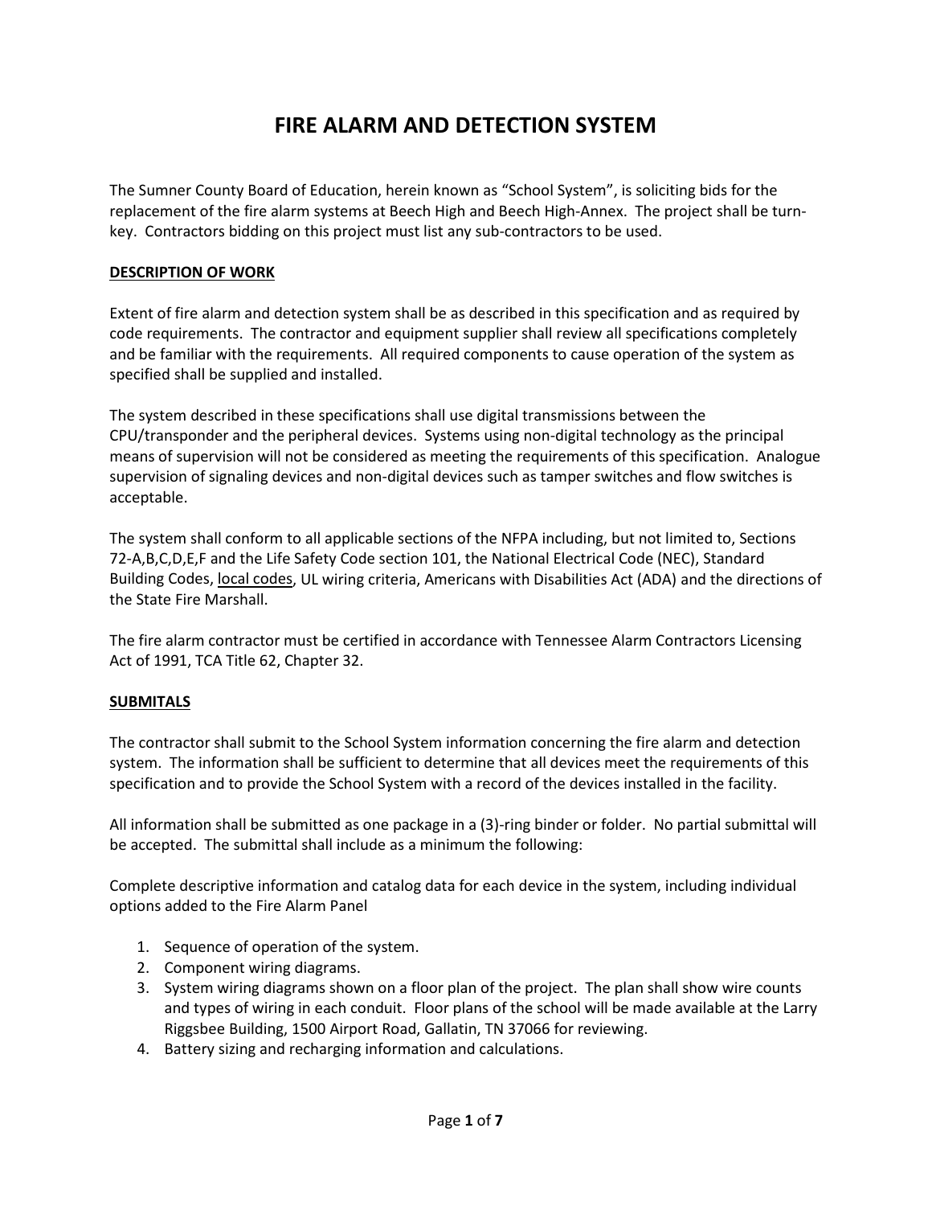# FIRE ALARM AND DETECTION SYSTEM

The Sumner County Board of Education, herein known as "School System", is soliciting bids for the replacement of the fire alarm systems at Beech High and Beech High-Annex. The project shall be turn-key. Contractors bidding on this project must list any sub-contractors to be used.

**DESCRIPTION OF WORK**

Extent of fire alarm and detection system shall be as described in this specification and as required by code requirements. The contractor and equipment supplier shall review all specifications completely and be familiar with the requirements. All required components to cause operation of the system as specified shall be supplied and installed.

The system described in these specifications shall use digital transmissions between the CPU/transponder and the peripheral devices. Systems using non-digital technology as the principal means of supervision will not be considered as meeting the requirements of this specification. Analogue supervision of signaling devices and non-digital devices such as tamper switches and flow switches is acceptable.

The system shall conform to all applicable sections of the NFPA including, but not limited to, Sections 72-A,B,C,D,E,F and the Life Safety Code section 101, the National Electrical Code (NEC), Standard Building Codes, local codes, UL wiring criteria, Americans with Disabilities Act (ADA) and the directions of the State Fire Marshall.

The fire alarm contractor must be certified in accordance with Tennessee Alarm Contractors Licensing Act of 1991, TCA Title 62, Chapter 32.

**SUBMITALS**

The contractor shall submit to the School System information concerning the fire alarm and detection system. The information shall be sufficient to determine that all devices meet the requirements of this specification and to provide the School System with a record of the devices installed in the facility.

All information shall be submitted as one package in a (3)-ring binder or folder. No partial submittal will be accepted. The submittal shall include as a minimum the following:

Complete descriptive information and catalog data for each device in the system, including individual options added to the Fire Alarm Panel

1. Sequence of operation of the system.
2. Component wiring diagrams.
3. System wiring diagrams shown on a floor plan of the project. The plan shall show wire counts and types of wiring in each conduit. Floor plans of the school will be made available at the Larry Riggsbee Building, 1500 Airport Road, Gallatin, TN 37066 for reviewing.
4. Battery sizing and recharging information and calculations.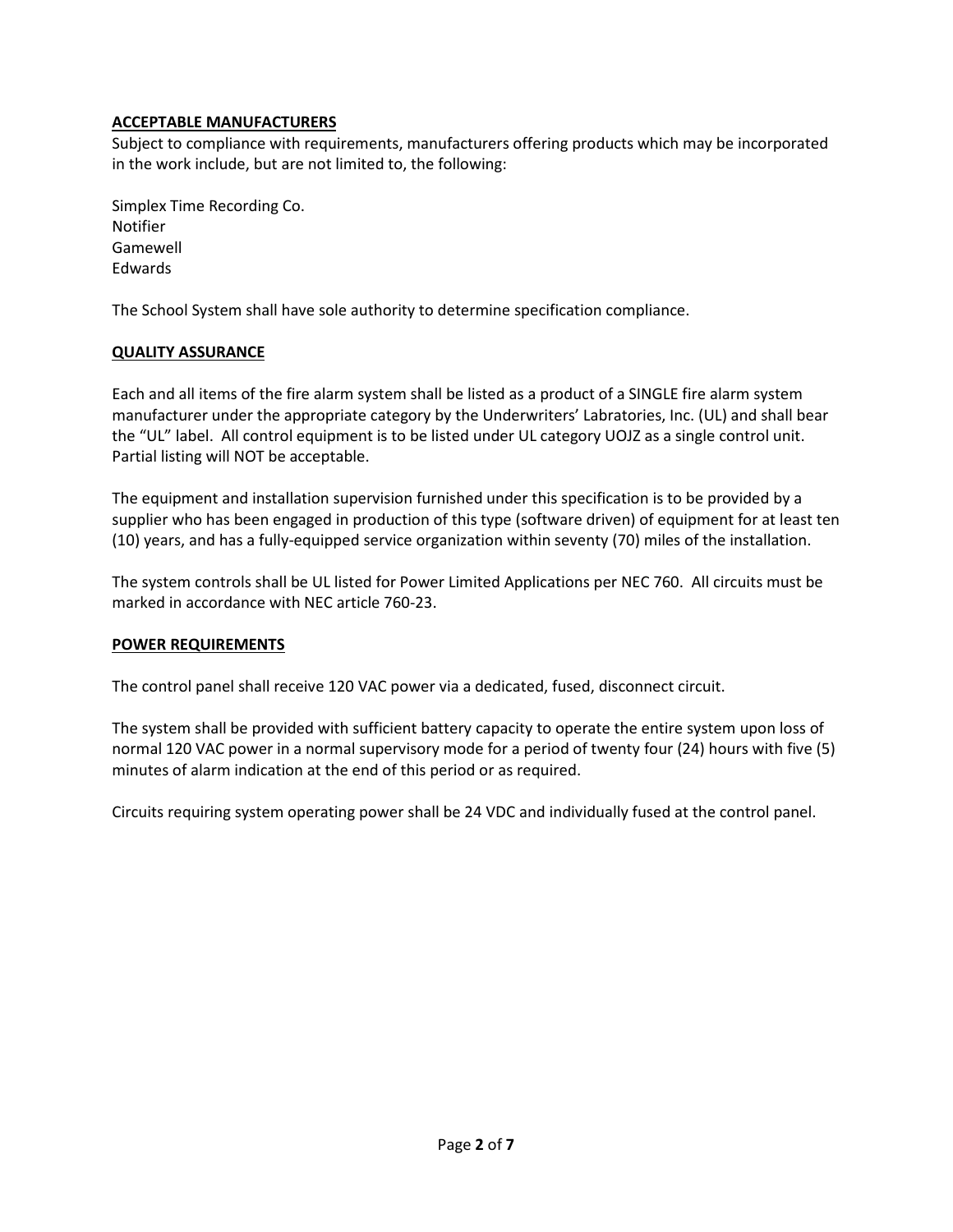## ACCEPTABLE MANUFACTURERS

Subject to compliance with requirements, manufacturers offering products which may be incorporated in the work include, but are not limited to, the following:

Simplex Time Recording Co.
Notifier
Gamewell
Edwards

The School System shall have sole authority to determine specification compliance.

## QUALITY ASSURANCE

Each and all items of the fire alarm system shall be listed as a product of a SINGLE fire alarm system manufacturer under the appropriate category by the Underwriters' Labratories, Inc. (UL) and shall bear the "UL" label. All control equipment is to be listed under UL category UOJZ as a single control unit. Partial listing will NOT be acceptable.

The equipment and installation supervision furnished under this specification is to be provided by a supplier who has been engaged in production of this type (software driven) of equipment for at least ten (10) years, and has a fully-equipped service organization within seventy (70) miles of the installation.

The system controls shall be UL listed for Power Limited Applications per NEC 760. All circuits must be marked in accordance with NEC article 760-23.

## POWER REQUIREMENTS

The control panel shall receive 120 VAC power via a dedicated, fused, disconnect circuit.

The system shall be provided with sufficient battery capacity to operate the entire system upon loss of normal 120 VAC power in a normal supervisory mode for a period of twenty four (24) hours with five (5) minutes of alarm indication at the end of this period or as required.

Circuits requiring system operating power shall be 24 VDC and individually fused at the control panel.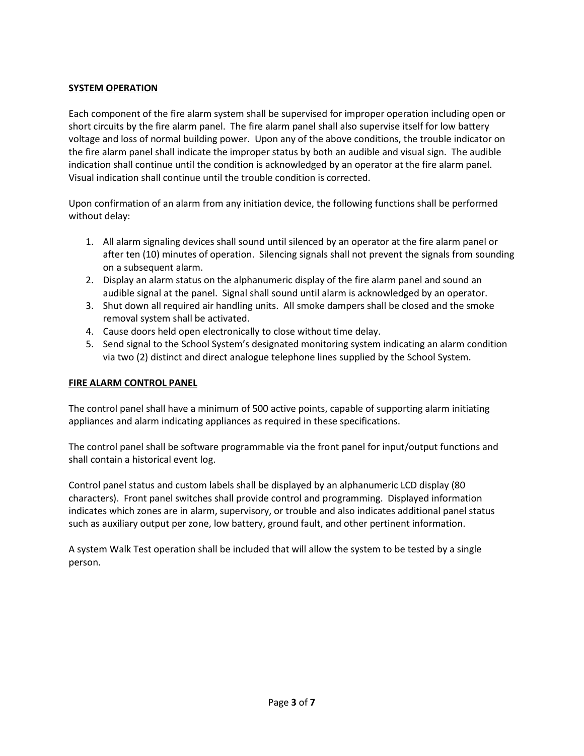## SYSTEM OPERATION

Each component of the fire alarm system shall be supervised for improper operation including open or short circuits by the fire alarm panel. The fire alarm panel shall also supervise itself for low battery voltage and loss of normal building power. Upon any of the above conditions, the trouble indicator on the fire alarm panel shall indicate the improper status by both an audible and visual sign. The audible indication shall continue until the condition is acknowledged by an operator at the fire alarm panel. Visual indication shall continue until the trouble condition is corrected.

Upon confirmation of an alarm from any initiation device, the following functions shall be performed without delay:

1. All alarm signaling devices shall sound until silenced by an operator at the fire alarm panel or after ten (10) minutes of operation. Silencing signals shall not prevent the signals from sounding on a subsequent alarm.
2. Display an alarm status on the alphanumeric display of the fire alarm panel and sound an audible signal at the panel. Signal shall sound until alarm is acknowledged by an operator.
3. Shut down all required air handling units. All smoke dampers shall be closed and the smoke removal system shall be activated.
4. Cause doors held open electronically to close without time delay.
5. Send signal to the School System's designated monitoring system indicating an alarm condition via two (2) distinct and direct analogue telephone lines supplied by the School System.

## FIRE ALARM CONTROL PANEL

The control panel shall have a minimum of 500 active points, capable of supporting alarm initiating appliances and alarm indicating appliances as required in these specifications.

The control panel shall be software programmable via the front panel for input/output functions and shall contain a historical event log.

Control panel status and custom labels shall be displayed by an alphanumeric LCD display (80 characters). Front panel switches shall provide control and programming. Displayed information indicates which zones are in alarm, supervisory, or trouble and also indicates additional panel status such as auxiliary output per zone, low battery, ground fault, and other pertinent information.

A system Walk Test operation shall be included that will allow the system to be tested by a single person.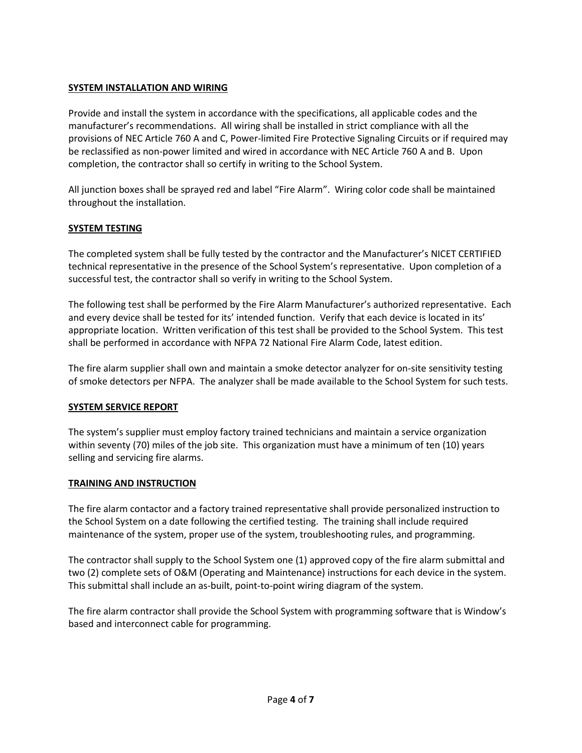## SYSTEM INSTALLATION AND WIRING

Provide and install the system in accordance with the specifications, all applicable codes and the manufacturer's recommendations. All wiring shall be installed in strict compliance with all the provisions of NEC Article 760 A and C, Power-limited Fire Protective Signaling Circuits or if required may be reclassified as non-power limited and wired in accordance with NEC Article 760 A and B. Upon completion, the contractor shall so certify in writing to the School System.

All junction boxes shall be sprayed red and label "Fire Alarm". Wiring color code shall be maintained throughout the installation.

## SYSTEM TESTING

The completed system shall be fully tested by the contractor and the Manufacturer's NICET CERTIFIED technical representative in the presence of the School System's representative. Upon completion of a successful test, the contractor shall so verify in writing to the School System.

The following test shall be performed by the Fire Alarm Manufacturer's authorized representative. Each and every device shall be tested for its' intended function. Verify that each device is located in its' appropriate location. Written verification of this test shall be provided to the School System. This test shall be performed in accordance with NFPA 72 National Fire Alarm Code, latest edition.

The fire alarm supplier shall own and maintain a smoke detector analyzer for on-site sensitivity testing of smoke detectors per NFPA. The analyzer shall be made available to the School System for such tests.

## SYSTEM SERVICE REPORT

The system's supplier must employ factory trained technicians and maintain a service organization within seventy (70) miles of the job site. This organization must have a minimum of ten (10) years selling and servicing fire alarms.

## TRAINING AND INSTRUCTION

The fire alarm contactor and a factory trained representative shall provide personalized instruction to the School System on a date following the certified testing. The training shall include required maintenance of the system, proper use of the system, troubleshooting rules, and programming.

The contractor shall supply to the School System one (1) approved copy of the fire alarm submittal and two (2) complete sets of O&M (Operating and Maintenance) instructions for each device in the system. This submittal shall include an as-built, point-to-point wiring diagram of the system.

The fire alarm contractor shall provide the School System with programming software that is Window's based and interconnect cable for programming.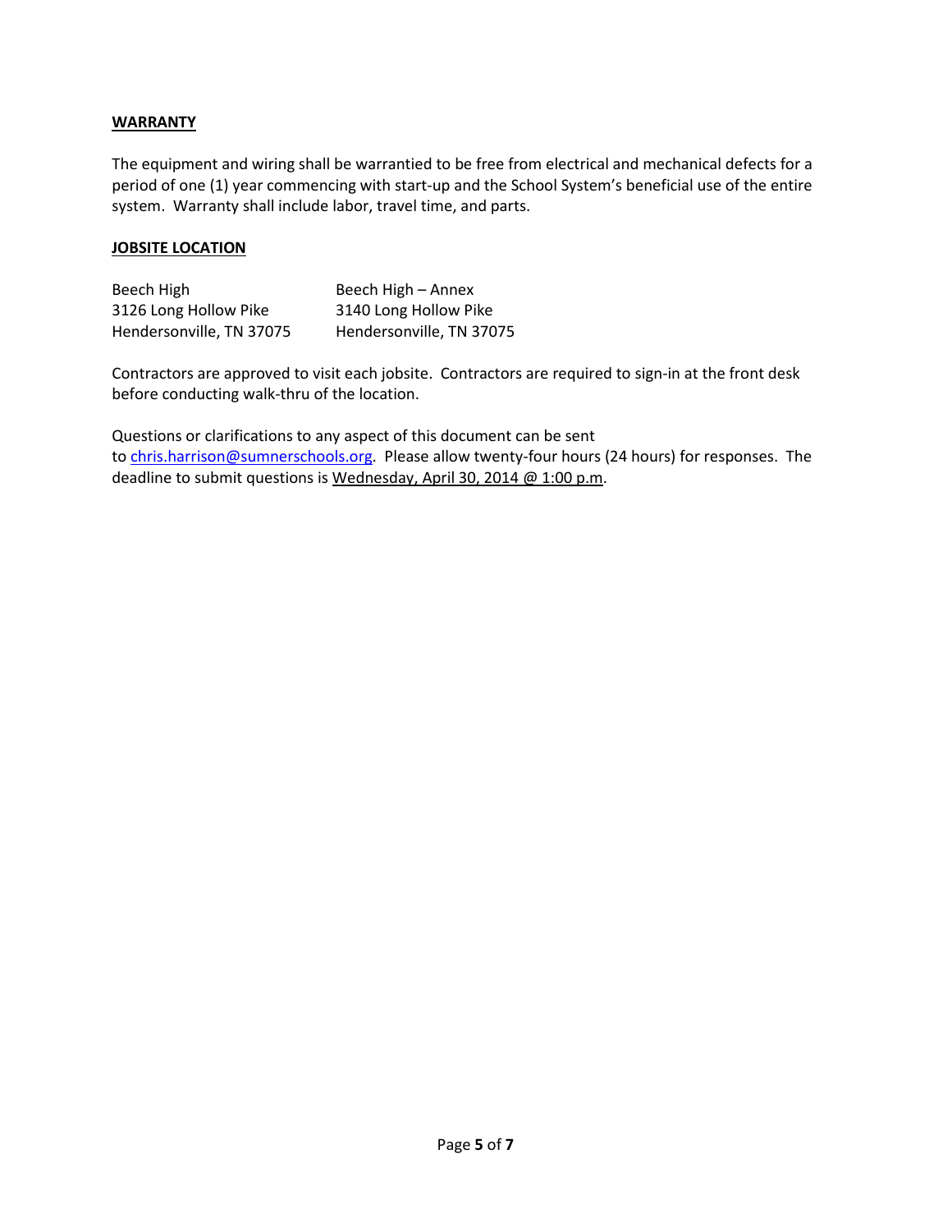**WARRANTY**

The equipment and wiring shall be warrantied to be free from electrical and mechanical defects for a period of one (1) year commencing with start-up and the School System's beneficial use of the entire system. Warranty shall include labor, travel time, and parts.

**JOBSITE LOCATION**

| Beech High | Beech High – Annex |
|---|---|
| 3126 Long Hollow Pike | 3140 Long Hollow Pike |
| Hendersonville, TN 37075 | Hendersonville, TN 37075 |

Contractors are approved to visit each jobsite. Contractors are required to sign-in at the front desk before conducting walk-thru of the location.

Questions or clarifications to any aspect of this document can be sent to chris.harrison@sumnerschools.org. Please allow twenty-four hours (24 hours) for responses. The deadline to submit questions is Wednesday, April 30, 2014 @ 1:00 p.m.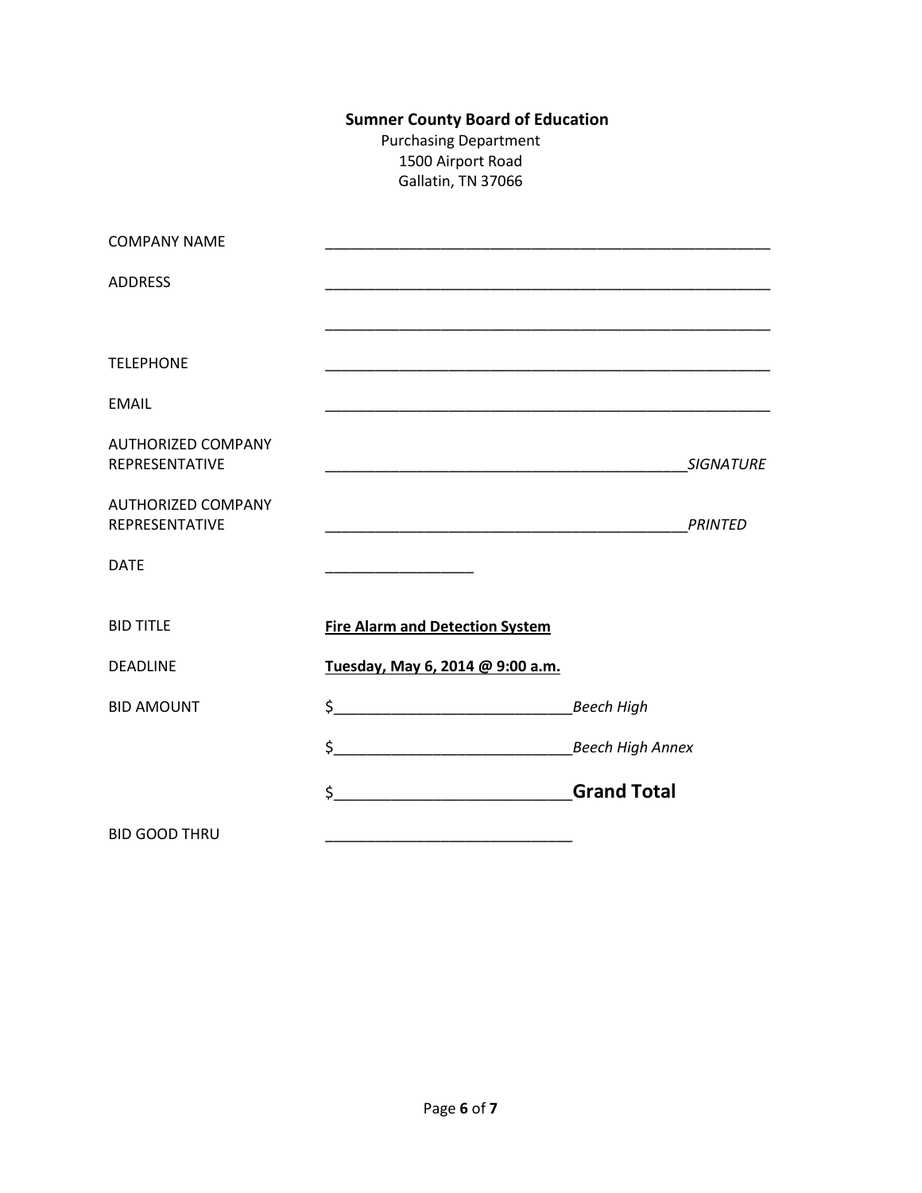**Sumner County Board of Education**
Purchasing Department
1500 Airport Road
Gallatin, TN 37066

| | |
|---|---|
| COMPANY NAME | ______________________________________________________ |
| ADDRESS | ______________________________________________________ |
| | ______________________________________________________ |
| TELEPHONE | ______________________________________________________ |
| EMAIL | ______________________________________________________ |
| AUTHORIZED COMPANY REPRESENTATIVE | ____________________________________________ *SIGNATURE* |
| AUTHORIZED COMPANY REPRESENTATIVE | ____________________________________________ *PRINTED* |
| DATE | __________________ |
| BID TITLE | **Fire Alarm and Detection System** |
| DEADLINE | **Tuesday, May 6, 2014 @ 9:00 a.m.** |
| BID AMOUNT | $____________________________ *Beech High* |
| | $____________________________ *Beech High Annex* |
| | $__________________________ **Grand Total** |
| BID GOOD THRU | _____________________________ |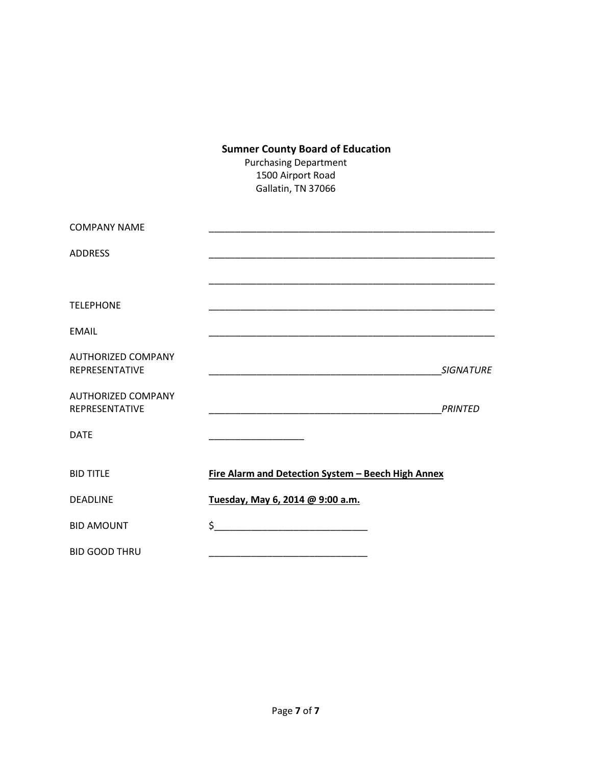**Sumner County Board of Education**
Purchasing Department
1500 Airport Road
Gallatin, TN 37066

| | |
|---|---|
| COMPANY NAME | _______________________________________________________ |
| ADDRESS | _______________________________________________________ |
| | _______________________________________________________ |
| TELEPHONE | _______________________________________________________ |
| EMAIL | _______________________________________________________ |
| AUTHORIZED COMPANY REPRESENTATIVE | ____________________________________________ *SIGNATURE* |
| AUTHORIZED COMPANY REPRESENTATIVE | ____________________________________________ *PRINTED* |
| DATE | __________________ |
| BID TITLE | **Fire Alarm and Detection System – Beech High Annex** |
| DEADLINE | **Tuesday, May 6, 2014 @ 9:00 a.m.** |
| BID AMOUNT | $_____________________________ |
| BID GOOD THRU | ______________________________ |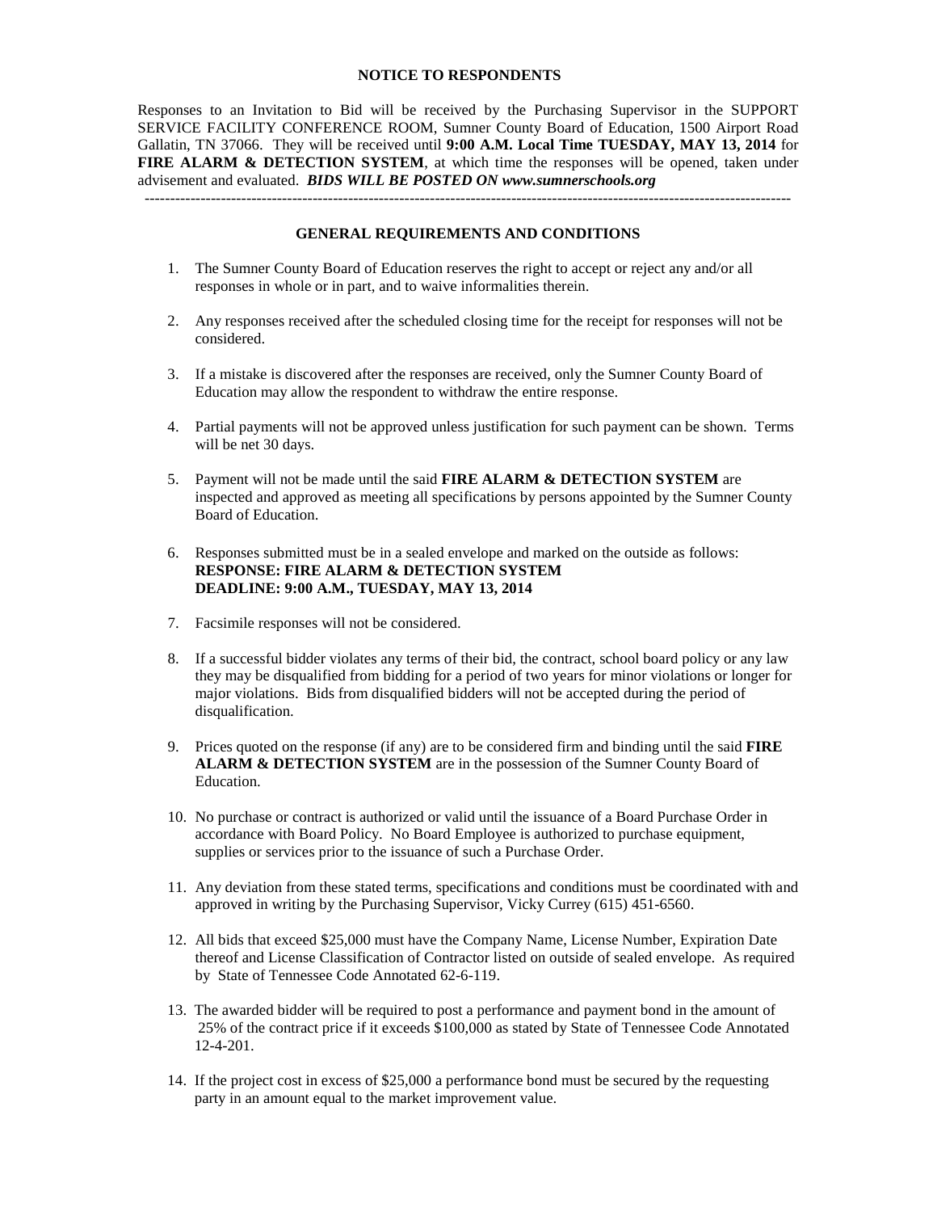## NOTICE TO RESPONDENTS

Responses to an Invitation to Bid will be received by the Purchasing Supervisor in the SUPPORT SERVICE FACILITY CONFERENCE ROOM, Sumner County Board of Education, 1500 Airport Road Gallatin, TN 37066. They will be received until **9:00 A.M. Local Time TUESDAY, MAY 13, 2014** for **FIRE ALARM & DETECTION SYSTEM**, at which time the responses will be opened, taken under advisement and evaluated. ***BIDS WILL BE POSTED ON www.sumnerschools.org***

---

## GENERAL REQUIREMENTS AND CONDITIONS

1. The Sumner County Board of Education reserves the right to accept or reject any and/or all responses in whole or in part, and to waive informalities therein.

2. Any responses received after the scheduled closing time for the receipt for responses will not be considered.

3. If a mistake is discovered after the responses are received, only the Sumner County Board of Education may allow the respondent to withdraw the entire response.

4. Partial payments will not be approved unless justification for such payment can be shown. Terms will be net 30 days.

5. Payment will not be made until the said **FIRE ALARM & DETECTION SYSTEM** are inspected and approved as meeting all specifications by persons appointed by the Sumner County Board of Education.

6. Responses submitted must be in a sealed envelope and marked on the outside as follows:
   **RESPONSE: FIRE ALARM & DETECTION SYSTEM**
   **DEADLINE: 9:00 A.M., TUESDAY, MAY 13, 2014**

7. Facsimile responses will not be considered.

8. If a successful bidder violates any terms of their bid, the contract, school board policy or any law they may be disqualified from bidding for a period of two years for minor violations or longer for major violations. Bids from disqualified bidders will not be accepted during the period of disqualification.

9. Prices quoted on the response (if any) are to be considered firm and binding until the said **FIRE ALARM & DETECTION SYSTEM** are in the possession of the Sumner County Board of Education.

10. No purchase or contract is authorized or valid until the issuance of a Board Purchase Order in accordance with Board Policy. No Board Employee is authorized to purchase equipment, supplies or services prior to the issuance of such a Purchase Order.

11. Any deviation from these stated terms, specifications and conditions must be coordinated with and approved in writing by the Purchasing Supervisor, Vicky Currey (615) 451-6560.

12. All bids that exceed $25,000 must have the Company Name, License Number, Expiration Date thereof and License Classification of Contractor listed on outside of sealed envelope. As required by State of Tennessee Code Annotated 62-6-119.

13. The awarded bidder will be required to post a performance and payment bond in the amount of 25% of the contract price if it exceeds $100,000 as stated by State of Tennessee Code Annotated 12-4-201.

14. If the project cost in excess of $25,000 a performance bond must be secured by the requesting party in an amount equal to the market improvement value.